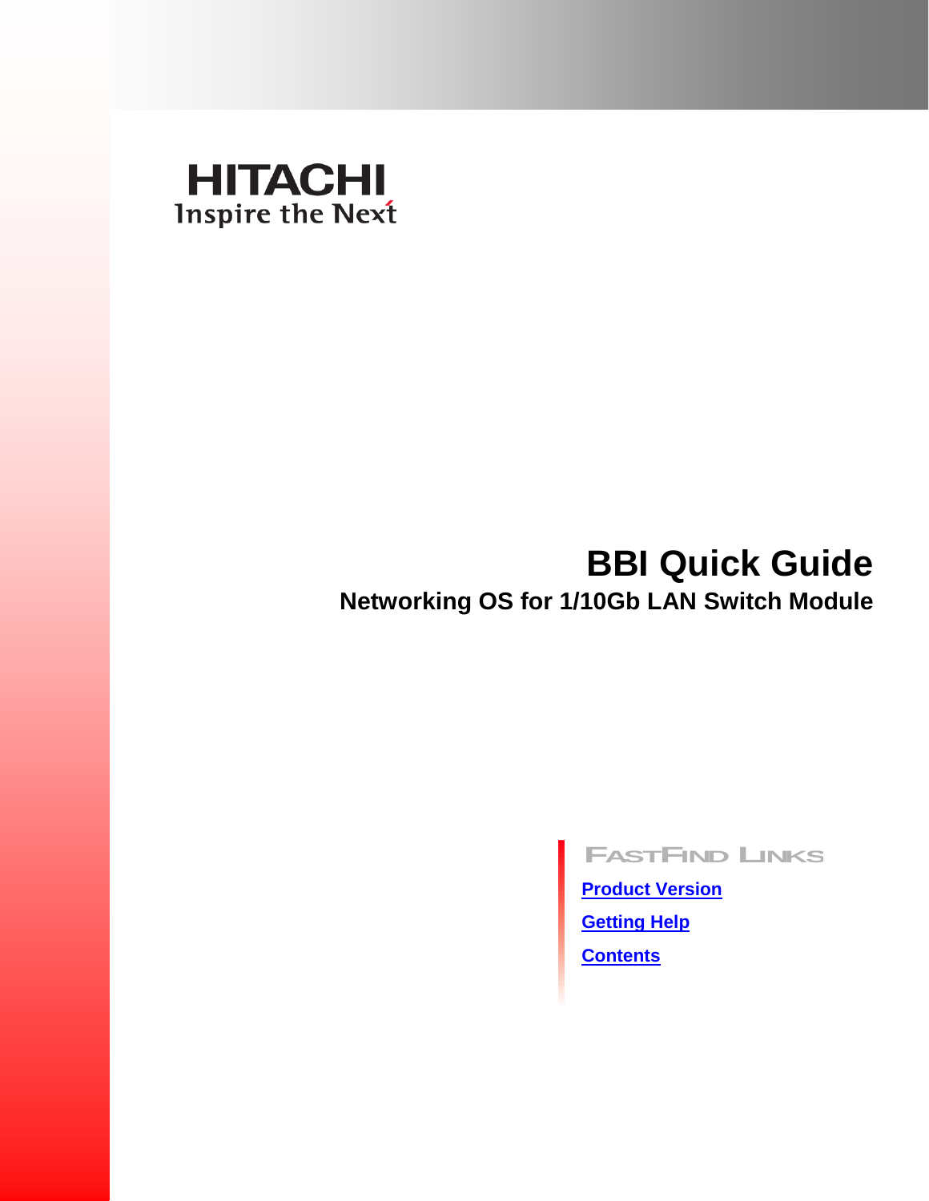HITACHI
Inspire the Next

# BBI Quick Guide

## Networking OS for 1/10Gb LAN Switch Module

FASTFIND LINKS

Product Version

Getting Help

Contents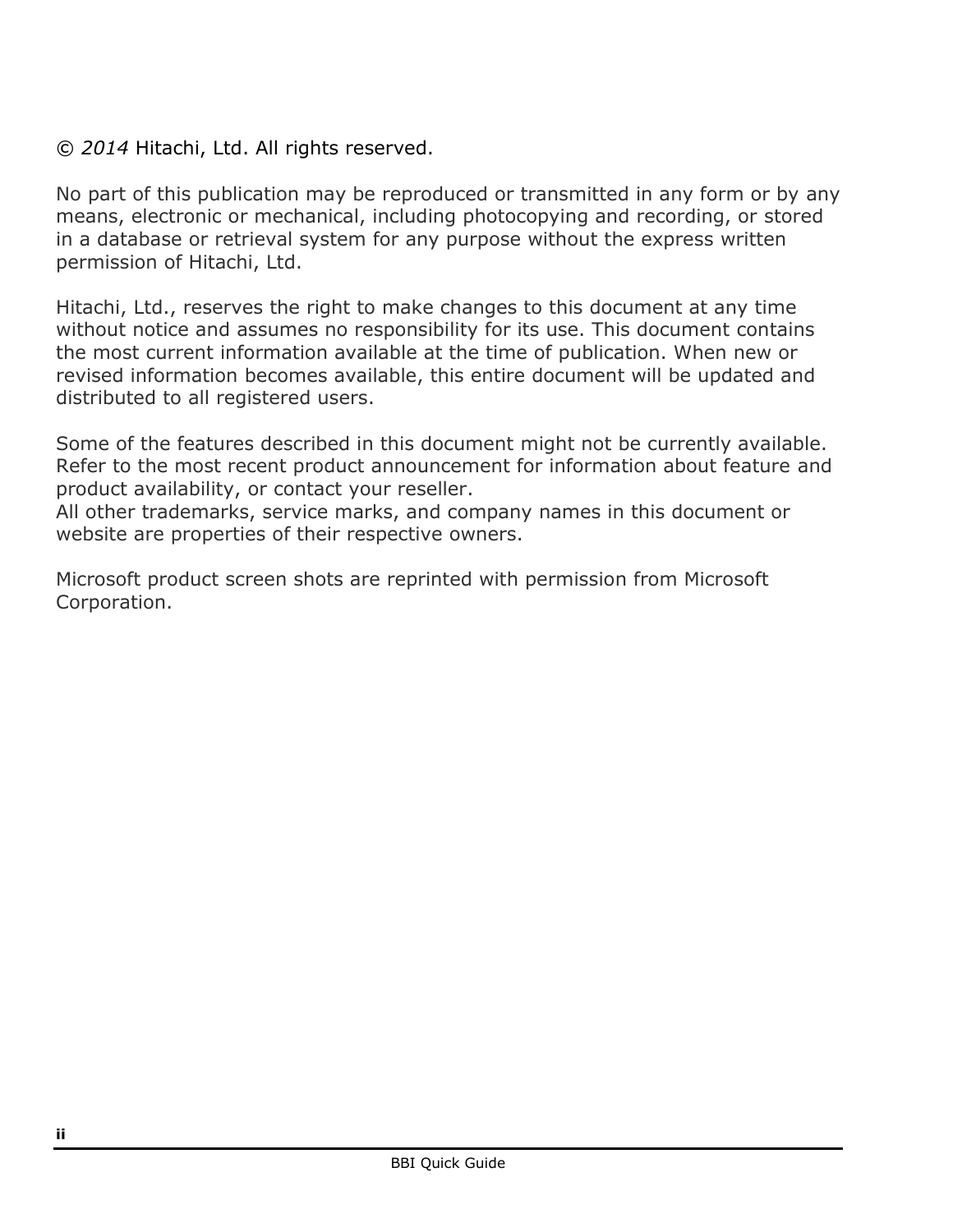© *2014* Hitachi, Ltd. All rights reserved.

No part of this publication may be reproduced or transmitted in any form or by any means, electronic or mechanical, including photocopying and recording, or stored in a database or retrieval system for any purpose without the express written permission of Hitachi, Ltd.

Hitachi, Ltd., reserves the right to make changes to this document at any time without notice and assumes no responsibility for its use. This document contains the most current information available at the time of publication. When new or revised information becomes available, this entire document will be updated and distributed to all registered users.

Some of the features described in this document might not be currently available. Refer to the most recent product announcement for information about feature and product availability, or contact your reseller.
All other trademarks, service marks, and company names in this document or website are properties of their respective owners.

Microsoft product screen shots are reprinted with permission from Microsoft Corporation.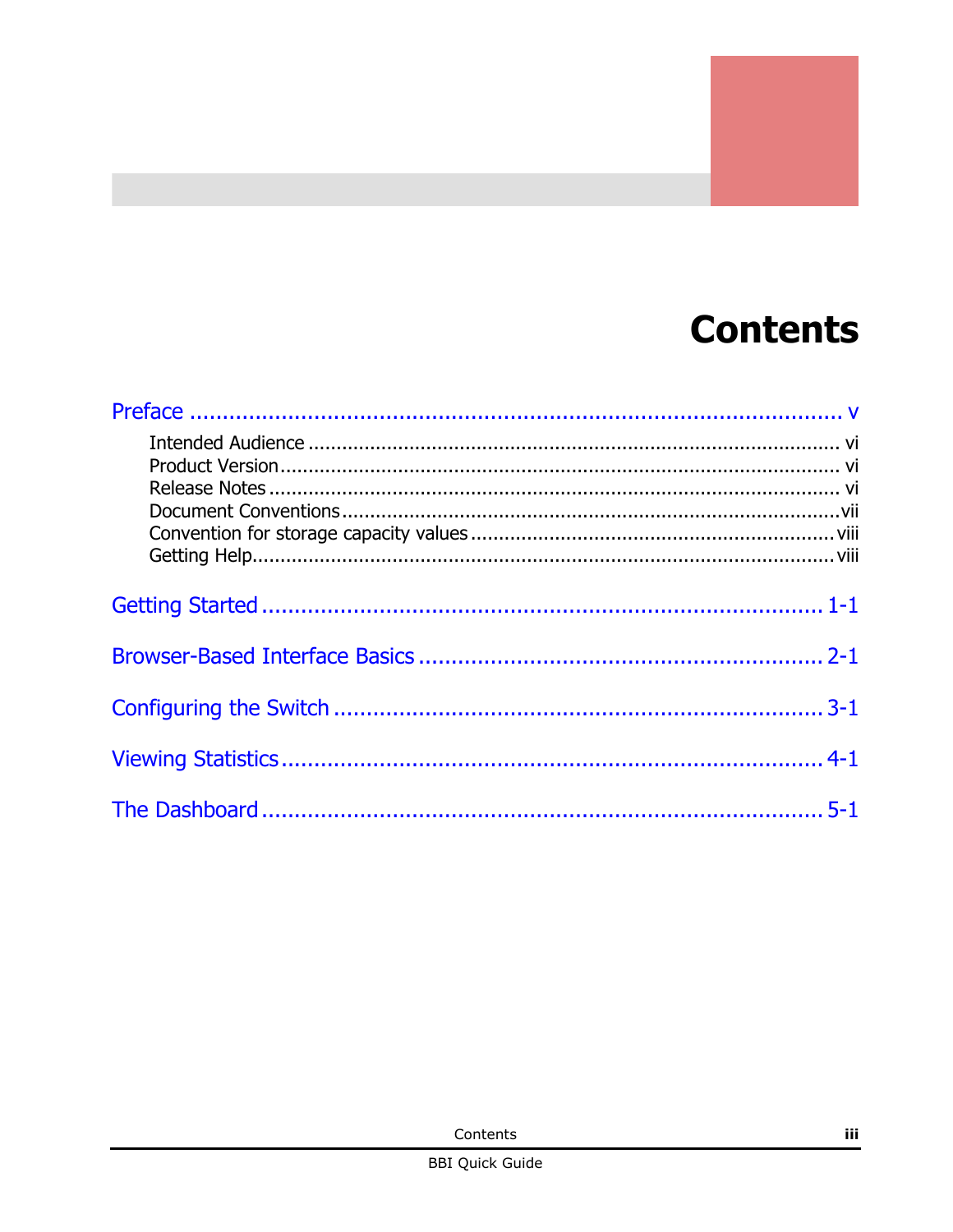# Contents

Preface ........................................................................................ v

- Intended Audience ........................................................................ vi
- Product Version ............................................................................ vi
- Release Notes ............................................................................... vi
- Document Conventions ................................................................. vii
- Convention for storage capacity values ......................................... viii
- Getting Help................................................................................ viii

Getting Started .............................................................................. 1-1

Browser-Based Interface Basics ........................................................ 2-1

Configuring the Switch ..................................................................... 3-1

Viewing Statistics ........................................................................... 4-1

The Dashboard ............................................................................... 5-1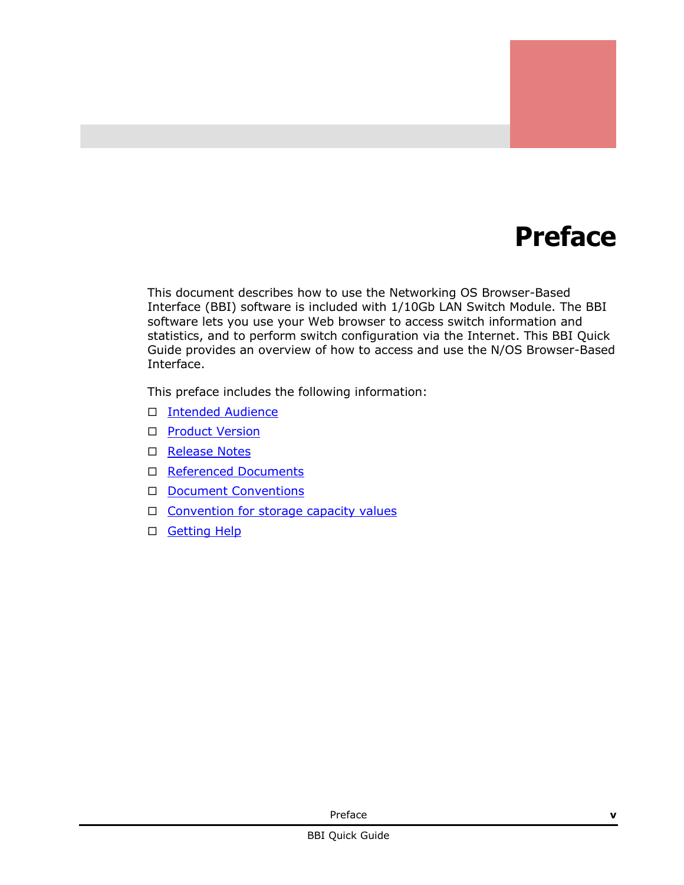# Preface

This document describes how to use the Networking OS Browser-Based Interface (BBI) software is included with 1/10Gb LAN Switch Module. The BBI software lets you use your Web browser to access switch information and statistics, and to perform switch configuration via the Internet. This BBI Quick Guide provides an overview of how to access and use the N/OS Browser-Based Interface.

This preface includes the following information:

- Intended Audience
- Product Version
- Release Notes
- Referenced Documents
- Document Conventions
- Convention for storage capacity values
- Getting Help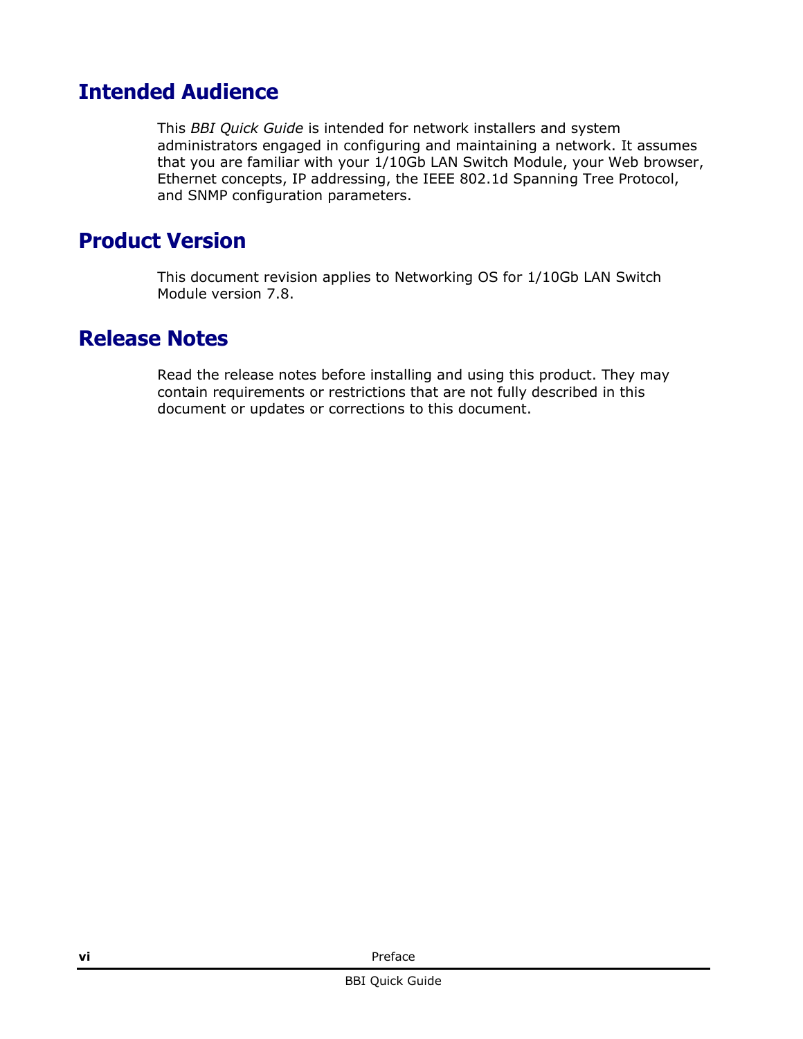## Intended Audience

This *BBI Quick Guide* is intended for network installers and system administrators engaged in configuring and maintaining a network. It assumes that you are familiar with your 1/10Gb LAN Switch Module, your Web browser, Ethernet concepts, IP addressing, the IEEE 802.1d Spanning Tree Protocol, and SNMP configuration parameters.

## Product Version

This document revision applies to Networking OS for 1/10Gb LAN Switch Module version 7.8.

## Release Notes

Read the release notes before installing and using this product. They may contain requirements or restrictions that are not fully described in this document or updates or corrections to this document.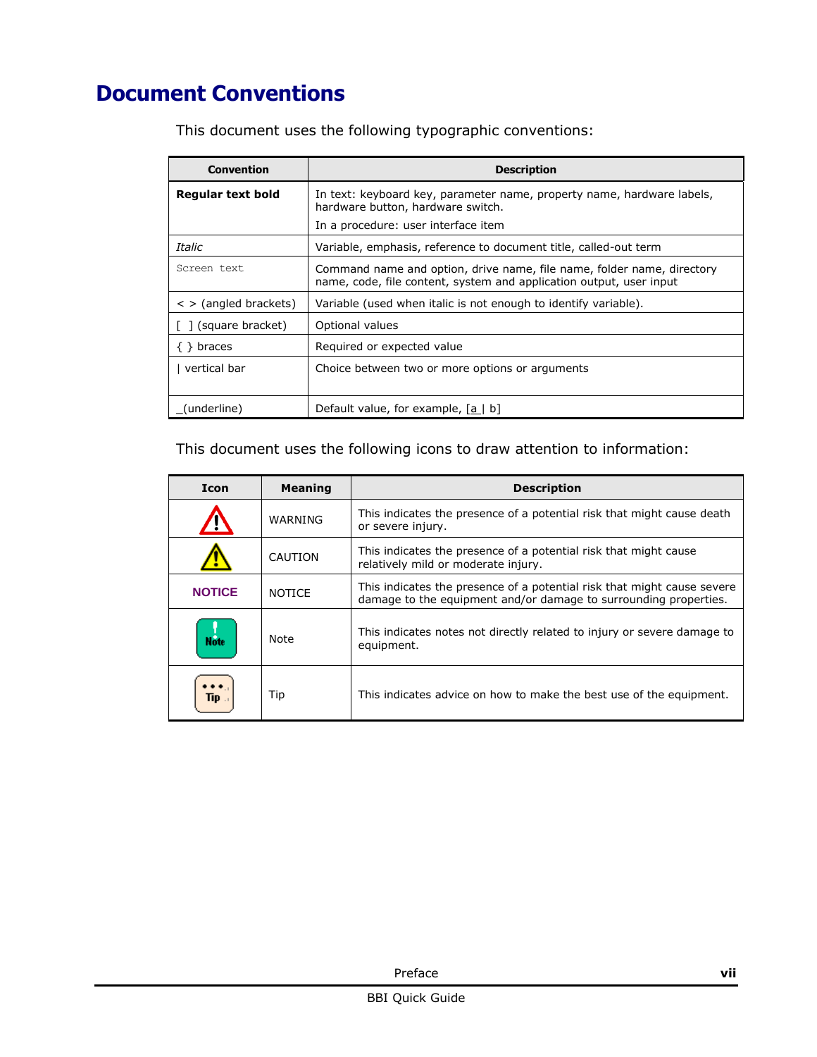# Document Conventions

This document uses the following typographic conventions:

| Convention | Description |
|---|---|
| **Regular text bold** | In text: keyboard key, parameter name, property name, hardware labels, hardware button, hardware switch.<br>In a procedure: user interface item |
| *Italic* | Variable, emphasis, reference to document title, called-out term |
| `Screen text` | Command name and option, drive name, file name, folder name, directory name, code, file content, system and application output, user input |
| < > (angled brackets) | Variable (used when italic is not enough to identify variable). |
| [ ] (square bracket) | Optional values |
| { } braces | Required or expected value |
| \| vertical bar | Choice between two or more options or arguments |
| _(underline) | Default value, for example, [a \| b] |

This document uses the following icons to draw attention to information:

| Icon | Meaning | Description |
|---|---|---|
| | WARNING | This indicates the presence of a potential risk that might cause death or severe injury. |
| | CAUTION | This indicates the presence of a potential risk that might cause relatively mild or moderate injury. |
| **NOTICE** | NOTICE | This indicates the presence of a potential risk that might cause severe damage to the equipment and/or damage to surrounding properties. |
| Note | Note | This indicates notes not directly related to injury or severe damage to equipment. |
| Tip | Tip | This indicates advice on how to make the best use of the equipment. |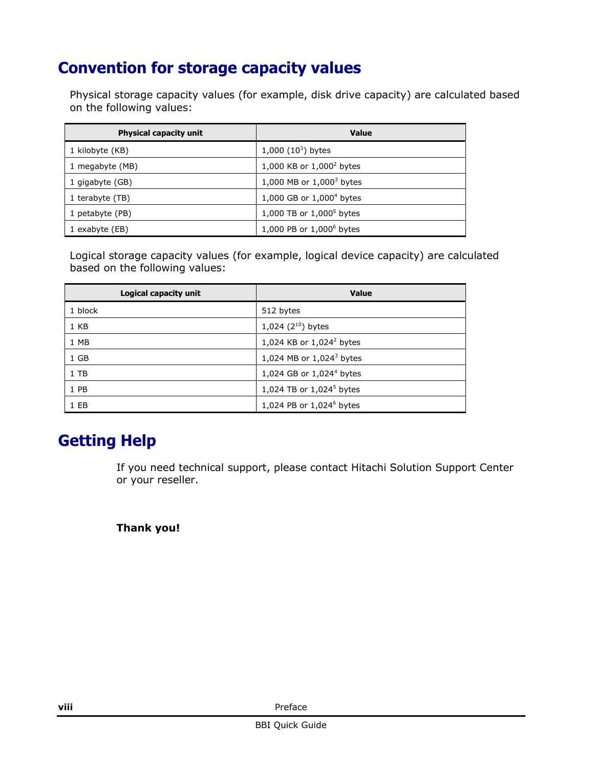## Convention for storage capacity values

Physical storage capacity values (for example, disk drive capacity) are calculated based on the following values:

| Physical capacity unit | Value |
|---|---|
| 1 kilobyte (KB) | 1,000 ($10^3$) bytes |
| 1 megabyte (MB) | 1,000 KB or $1{,}000^2$ bytes |
| 1 gigabyte (GB) | 1,000 MB or $1{,}000^3$ bytes |
| 1 terabyte (TB) | 1,000 GB or $1{,}000^4$ bytes |
| 1 petabyte (PB) | 1,000 TB or $1{,}000^5$ bytes |
| 1 exabyte (EB) | 1,000 PB or $1{,}000^6$ bytes |

Logical storage capacity values (for example, logical device capacity) are calculated based on the following values:

| Logical capacity unit | Value |
|---|---|
| 1 block | 512 bytes |
| 1 KB | 1,024 ($2^{10}$) bytes |
| 1 MB | 1,024 KB or $1{,}024^2$ bytes |
| 1 GB | 1,024 MB or $1{,}024^3$ bytes |
| 1 TB | 1,024 GB or $1{,}024^4$ bytes |
| 1 PB | 1,024 TB or $1{,}024^5$ bytes |
| 1 EB | 1,024 PB or $1{,}024^6$ bytes |

## Getting Help

If you need technical support, please contact Hitachi Solution Support Center or your reseller.

**Thank you!**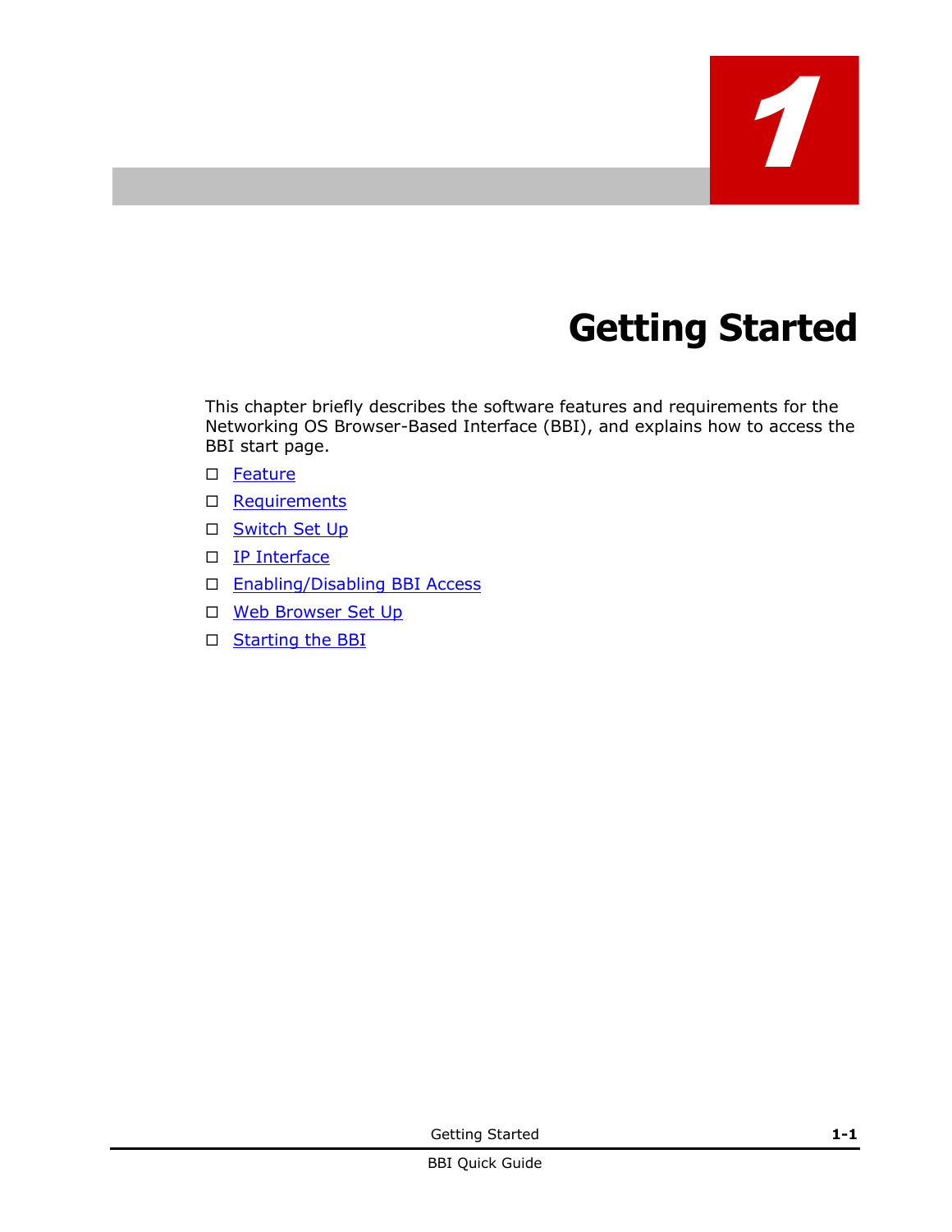# 1

# Getting Started

This chapter briefly describes the software features and requirements for the Networking OS Browser-Based Interface (BBI), and explains how to access the BBI start page.

- Feature
- Requirements
- Switch Set Up
- IP Interface
- Enabling/Disabling BBI Access
- Web Browser Set Up
- Starting the BBI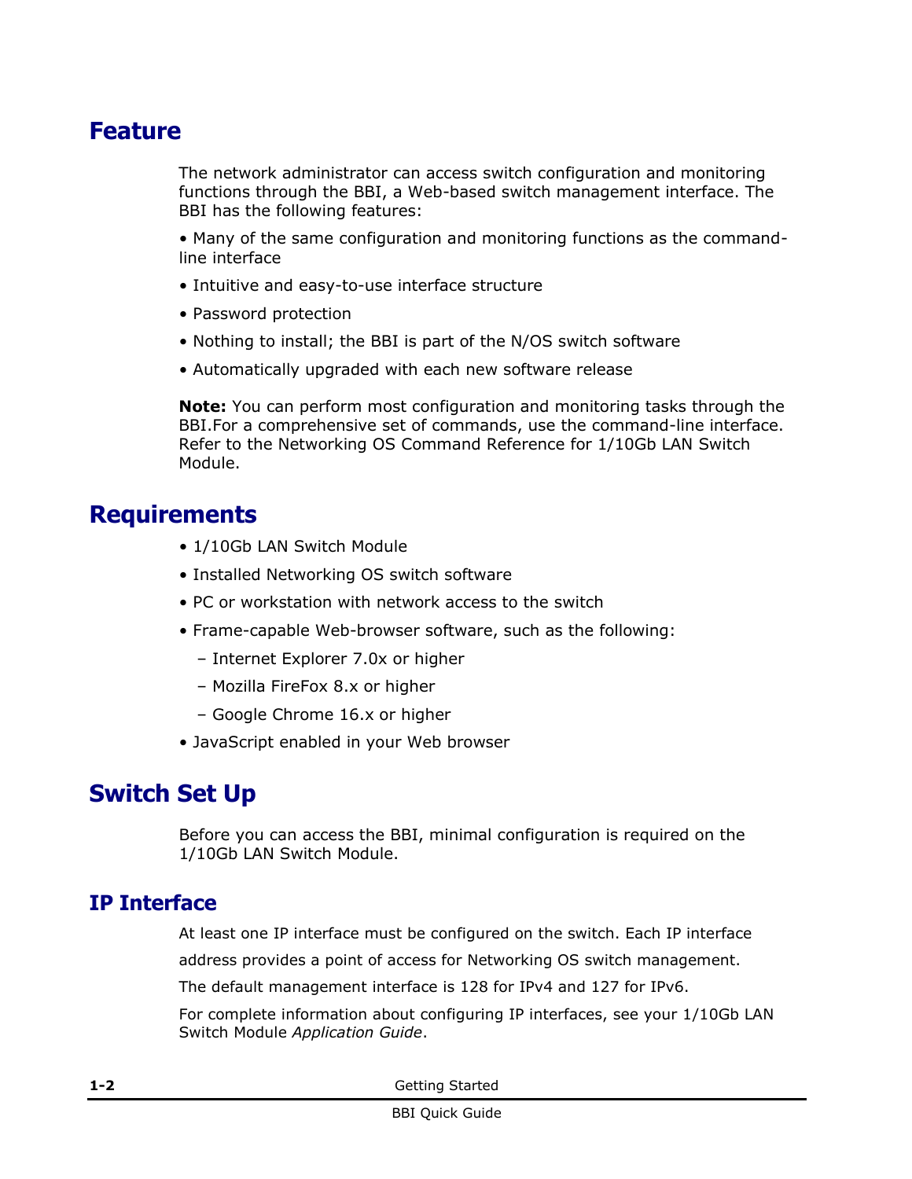## Feature

The network administrator can access switch configuration and monitoring functions through the BBI, a Web-based switch management interface. The BBI has the following features:

- Many of the same configuration and monitoring functions as the command-line interface
- Intuitive and easy-to-use interface structure
- Password protection
- Nothing to install; the BBI is part of the N/OS switch software
- Automatically upgraded with each new software release

**Note:** You can perform most configuration and monitoring tasks through the BBI.For a comprehensive set of commands, use the command-line interface. Refer to the Networking OS Command Reference for 1/10Gb LAN Switch Module.

## Requirements

- 1/10Gb LAN Switch Module
- Installed Networking OS switch software
- PC or workstation with network access to the switch
- Frame-capable Web-browser software, such as the following:
  - Internet Explorer 7.0x or higher
  - Mozilla FireFox 8.x or higher
  - Google Chrome 16.x or higher
- JavaScript enabled in your Web browser

## Switch Set Up

Before you can access the BBI, minimal configuration is required on the 1/10Gb LAN Switch Module.

### IP Interface

At least one IP interface must be configured on the switch. Each IP interface address provides a point of access for Networking OS switch management.

The default management interface is 128 for IPv4 and 127 for IPv6.

For complete information about configuring IP interfaces, see your 1/10Gb LAN Switch Module *Application Guide*.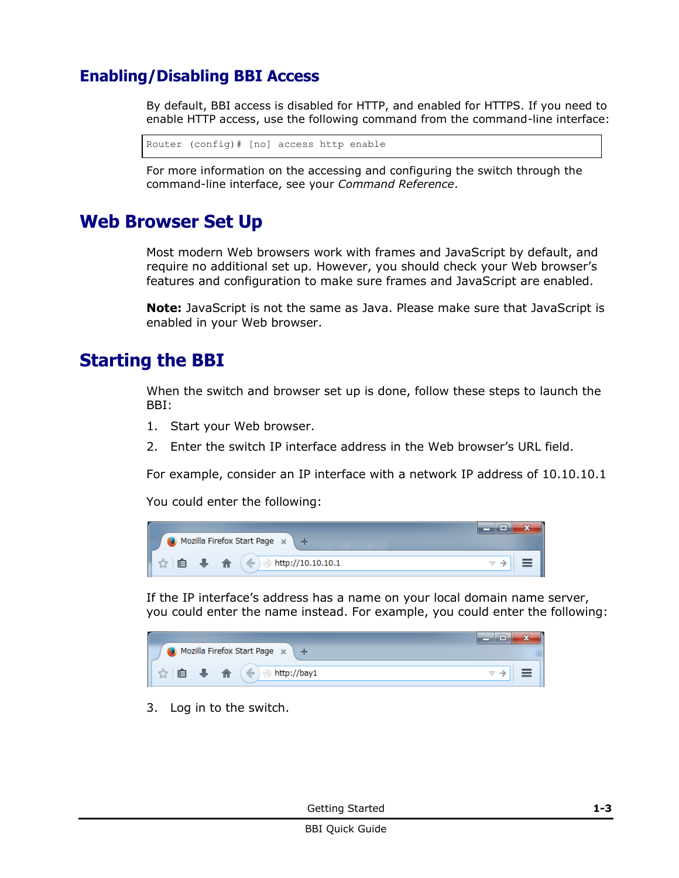## Enabling/Disabling BBI Access

By default, BBI access is disabled for HTTP, and enabled for HTTPS. If you need to enable HTTP access, use the following command from the command-line interface:

```
Router (config)# [no] access http enable
```

For more information on the accessing and configuring the switch through the command-line interface, see your *Command Reference*.

# Web Browser Set Up

Most modern Web browsers work with frames and JavaScript by default, and require no additional set up. However, you should check your Web browser's features and configuration to make sure frames and JavaScript are enabled.

**Note:** JavaScript is not the same as Java. Please make sure that JavaScript is enabled in your Web browser.

# Starting the BBI

When the switch and browser set up is done, follow these steps to launch the BBI:

1. Start your Web browser.
2. Enter the switch IP interface address in the Web browser's URL field.

For example, consider an IP interface with a network IP address of 10.10.10.1

You could enter the following:

http://10.10.10.1

If the IP interface's address has a name on your local domain name server, you could enter the name instead. For example, you could enter the following:

http://bay1

3. Log in to the switch.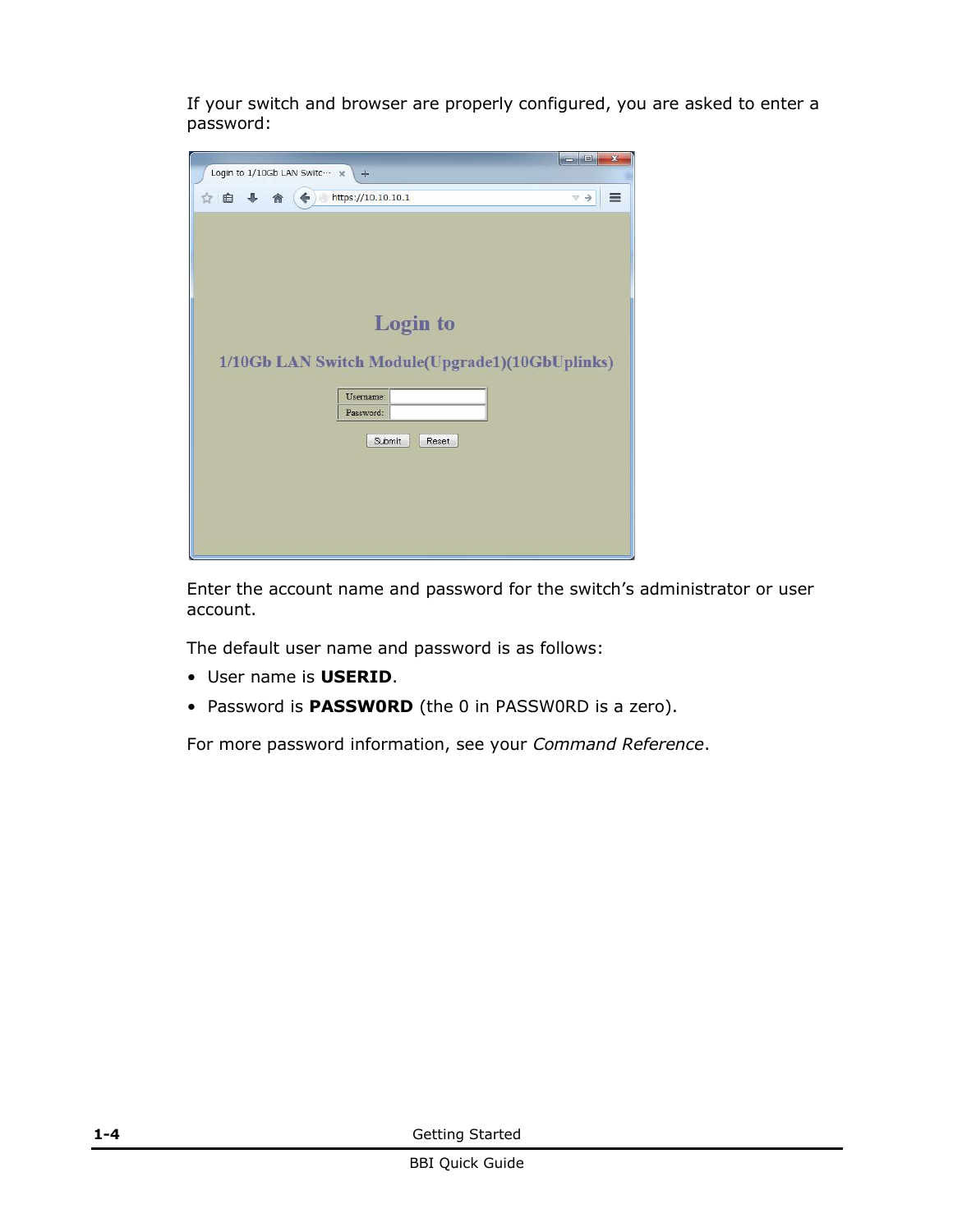If your switch and browser are properly configured, you are asked to enter a password:

Enter the account name and password for the switch's administrator or user account.

The default user name and password is as follows:

- User name is **USERID**.
- Password is **PASSW0RD** (the 0 in PASSW0RD is a zero).

For more password information, see your *Command Reference*.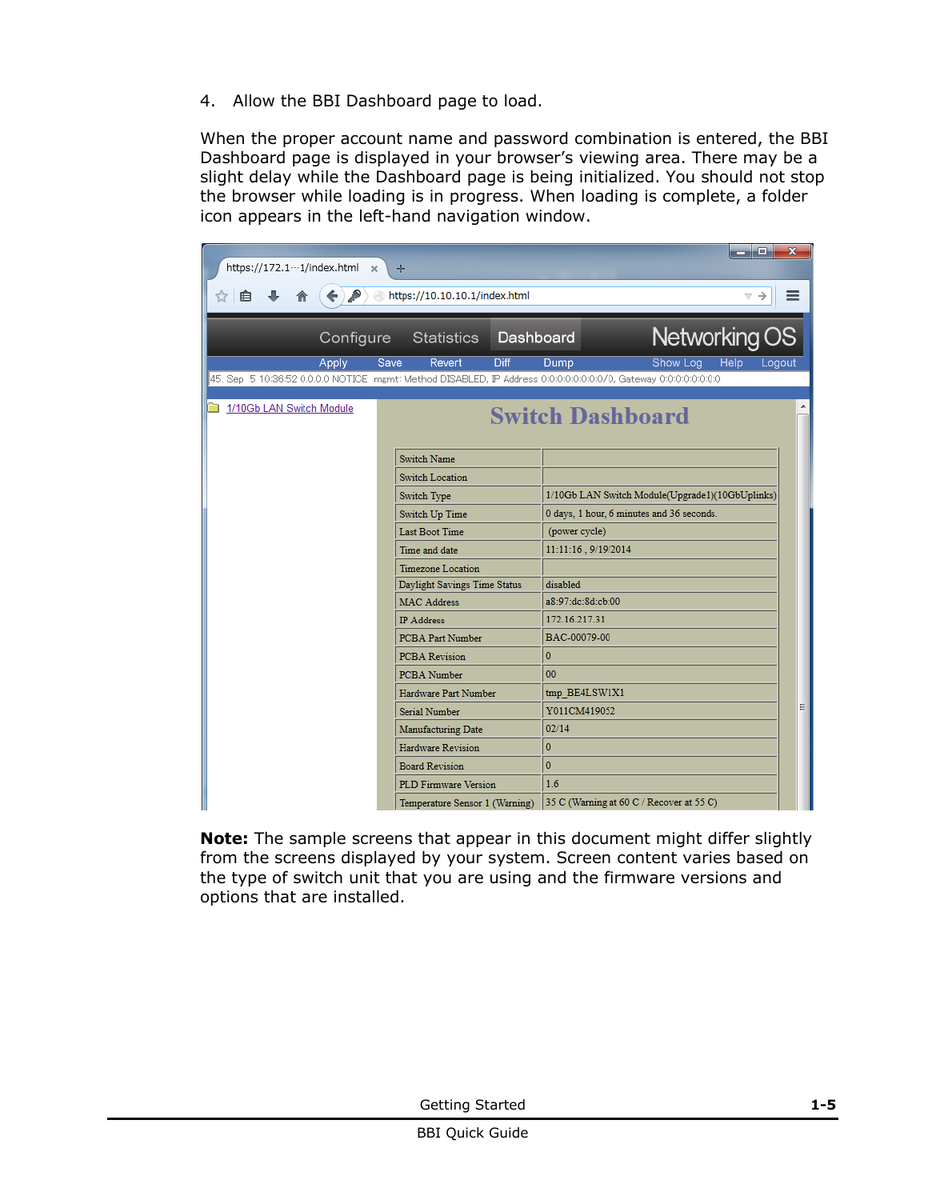4. Allow the BBI Dashboard page to load.

When the proper account name and password combination is entered, the BBI Dashboard page is displayed in your browser's viewing area. There may be a slight delay while the Dashboard page is being initialized. You should not stop the browser while loading is in progress. When loading is complete, a folder icon appears in the left-hand navigation window.

**Note:** The sample screens that appear in this document might differ slightly from the screens displayed by your system. Screen content varies based on the type of switch unit that you are using and the firmware versions and options that are installed.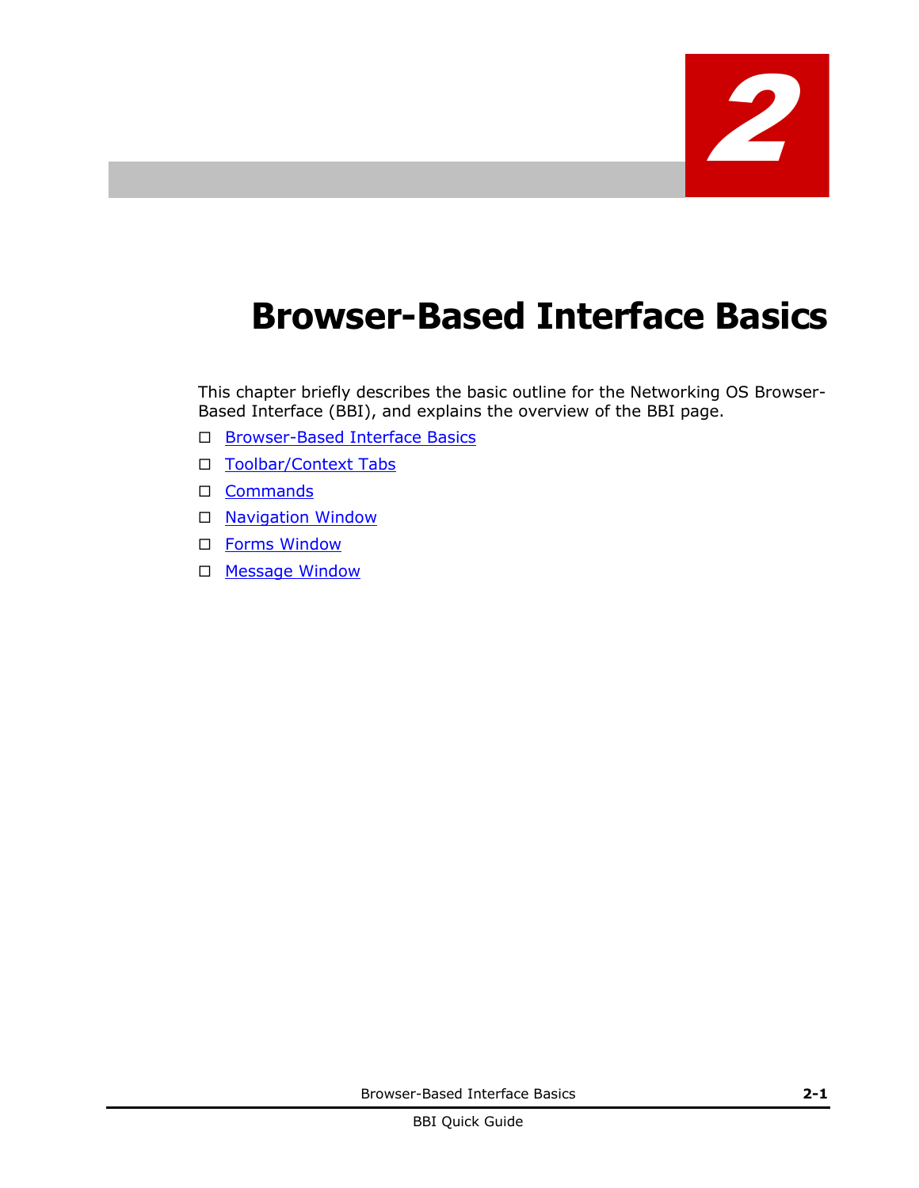# 2

# Browser-Based Interface Basics

This chapter briefly describes the basic outline for the Networking OS Browser-Based Interface (BBI), and explains the overview of the BBI page.

- Browser-Based Interface Basics
- Toolbar/Context Tabs
- Commands
- Navigation Window
- Forms Window
- Message Window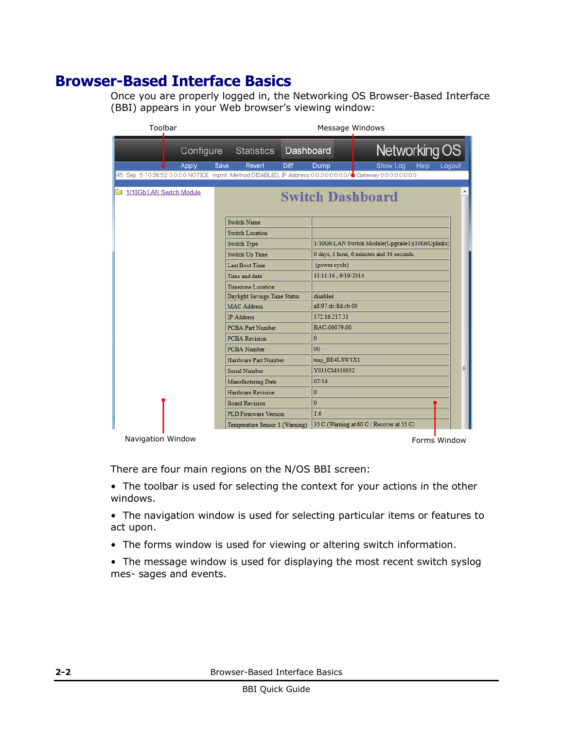# Browser-Based Interface Basics

Once you are properly logged in, the Networking OS Browser-Based Interface (BBI) appears in your Web browser's viewing window:

There are four main regions on the N/OS BBI screen:

- The toolbar is used for selecting the context for your actions in the other windows.
- The navigation window is used for selecting particular items or features to act upon.
- The forms window is used for viewing or altering switch information.
- The message window is used for displaying the most recent switch syslog mes- sages and events.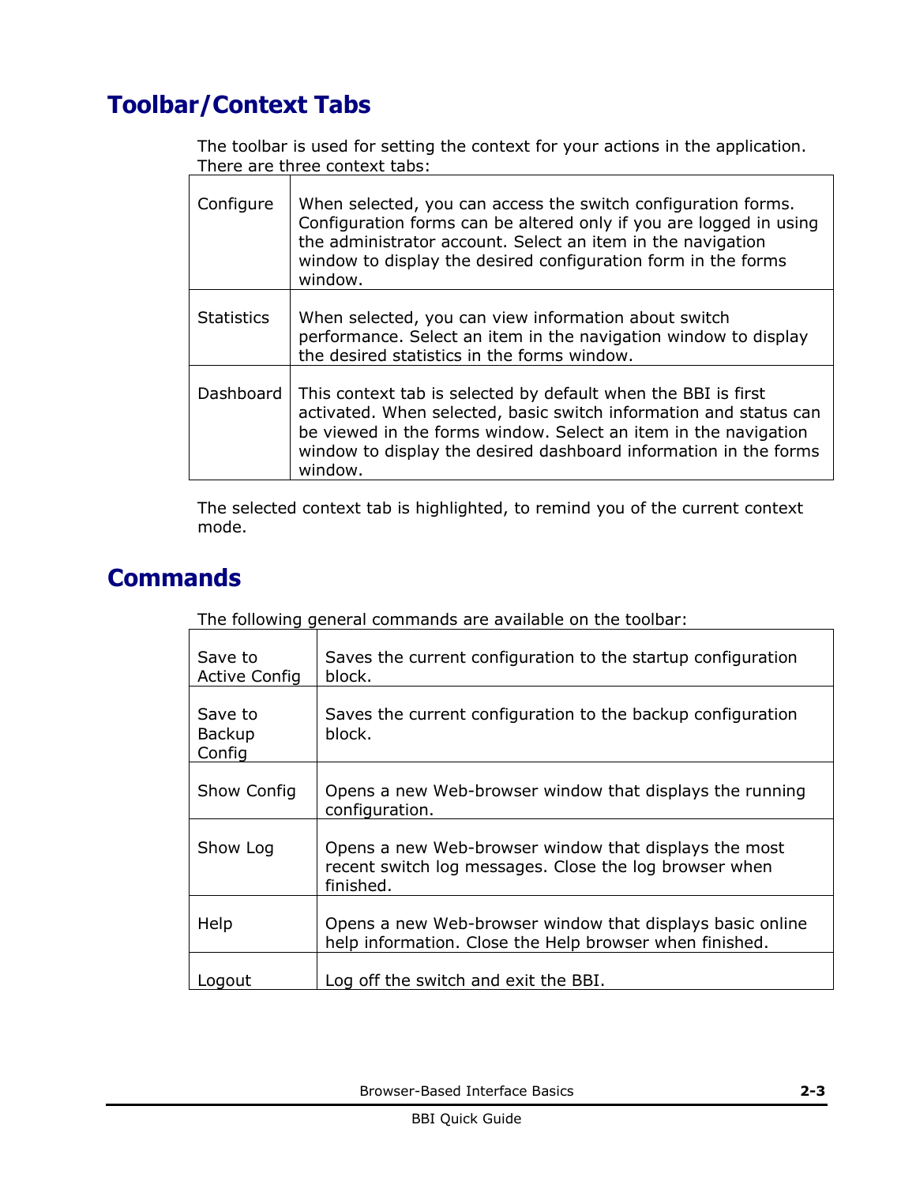## Toolbar/Context Tabs

The toolbar is used for setting the context for your actions in the application. There are three context tabs:

| | |
|---|---|
| Configure | When selected, you can access the switch configuration forms. Configuration forms can be altered only if you are logged in using the administrator account. Select an item in the navigation window to display the desired configuration form in the forms window. |
| Statistics | When selected, you can view information about switch performance. Select an item in the navigation window to display the desired statistics in the forms window. |
| Dashboard | This context tab is selected by default when the BBI is first activated. When selected, basic switch information and status can be viewed in the forms window. Select an item in the navigation window to display the desired dashboard information in the forms window. |

The selected context tab is highlighted, to remind you of the current context mode.

## Commands

The following general commands are available on the toolbar:

| | |
|---|---|
| Save to Active Config | Saves the current configuration to the startup configuration block. |
| Save to Backup Config | Saves the current configuration to the backup configuration block. |
| Show Config | Opens a new Web-browser window that displays the running configuration. |
| Show Log | Opens a new Web-browser window that displays the most recent switch log messages. Close the log browser when finished. |
| Help | Opens a new Web-browser window that displays basic online help information. Close the Help browser when finished. |
| Logout | Log off the switch and exit the BBI. |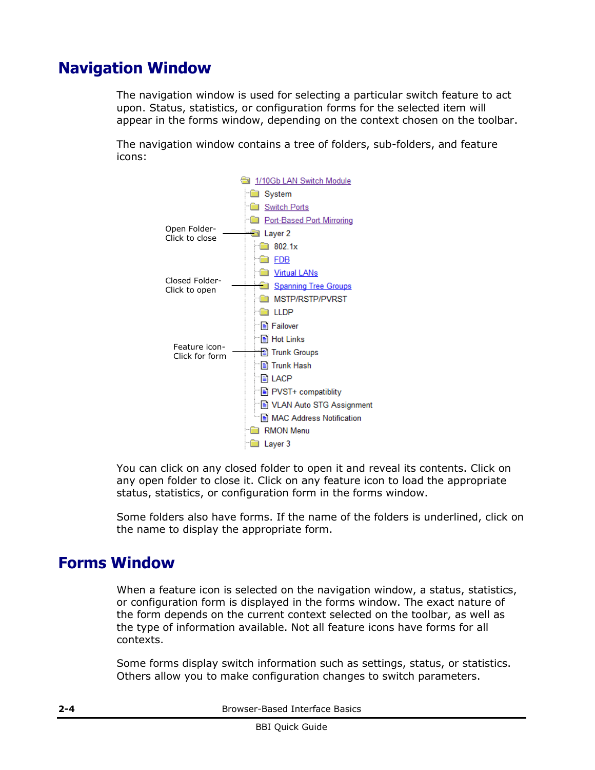## Navigation Window

The navigation window is used for selecting a particular switch feature to act upon. Status, statistics, or configuration forms for the selected item will appear in the forms window, depending on the context chosen on the toolbar.

The navigation window contains a tree of folders, sub-folders, and feature icons:

- 1/10Gb LAN Switch Module
  - System
  - Switch Ports
  - Port-Based Port Mirroring
  - Layer 2 ← Open Folder- Click to close
    - 802.1x
    - FDB
    - Virtual LANs
    - Spanning Tree Groups ← Closed Folder- Click to open
    - MSTP/RSTP/PVRST
    - LLDP
    - Failover
    - Hot Links
    - Trunk Groups ← Feature icon- Click for form
    - Trunk Hash
    - LACP
    - PVST+ compatiblity
    - VLAN Auto STG Assignment
    - MAC Address Notification
  - RMON Menu
  - Layer 3

You can click on any closed folder to open it and reveal its contents. Click on any open folder to close it. Click on any feature icon to load the appropriate status, statistics, or configuration form in the forms window.

Some folders also have forms. If the name of the folders is underlined, click on the name to display the appropriate form.

## Forms Window

When a feature icon is selected on the navigation window, a status, statistics, or configuration form is displayed in the forms window. The exact nature of the form depends on the current context selected on the toolbar, as well as the type of information available. Not all feature icons have forms for all contexts.

Some forms display switch information such as settings, status, or statistics. Others allow you to make configuration changes to switch parameters.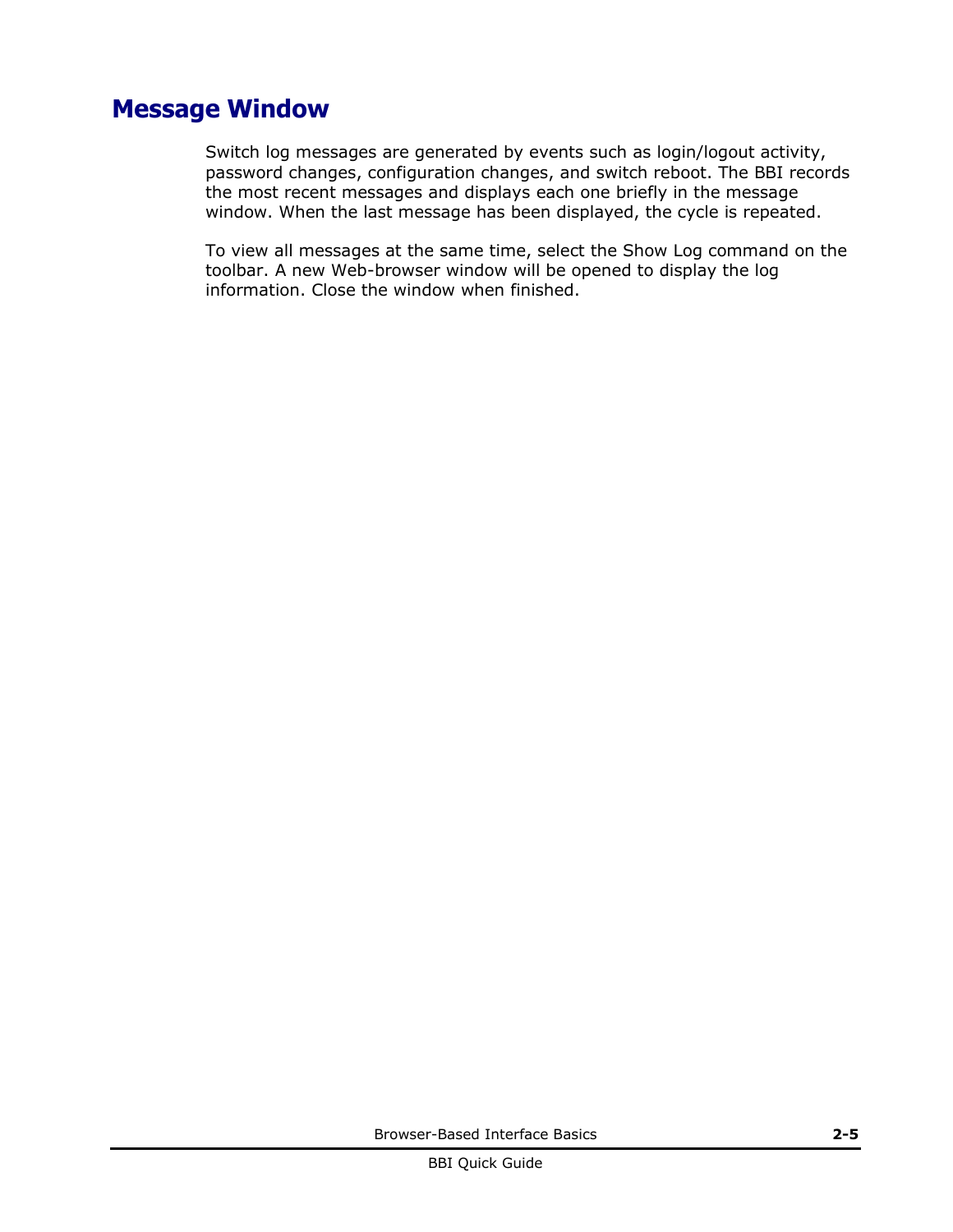## Message Window

Switch log messages are generated by events such as login/logout activity, password changes, configuration changes, and switch reboot. The BBI records the most recent messages and displays each one briefly in the message window. When the last message has been displayed, the cycle is repeated.

To view all messages at the same time, select the Show Log command on the toolbar. A new Web-browser window will be opened to display the log information. Close the window when finished.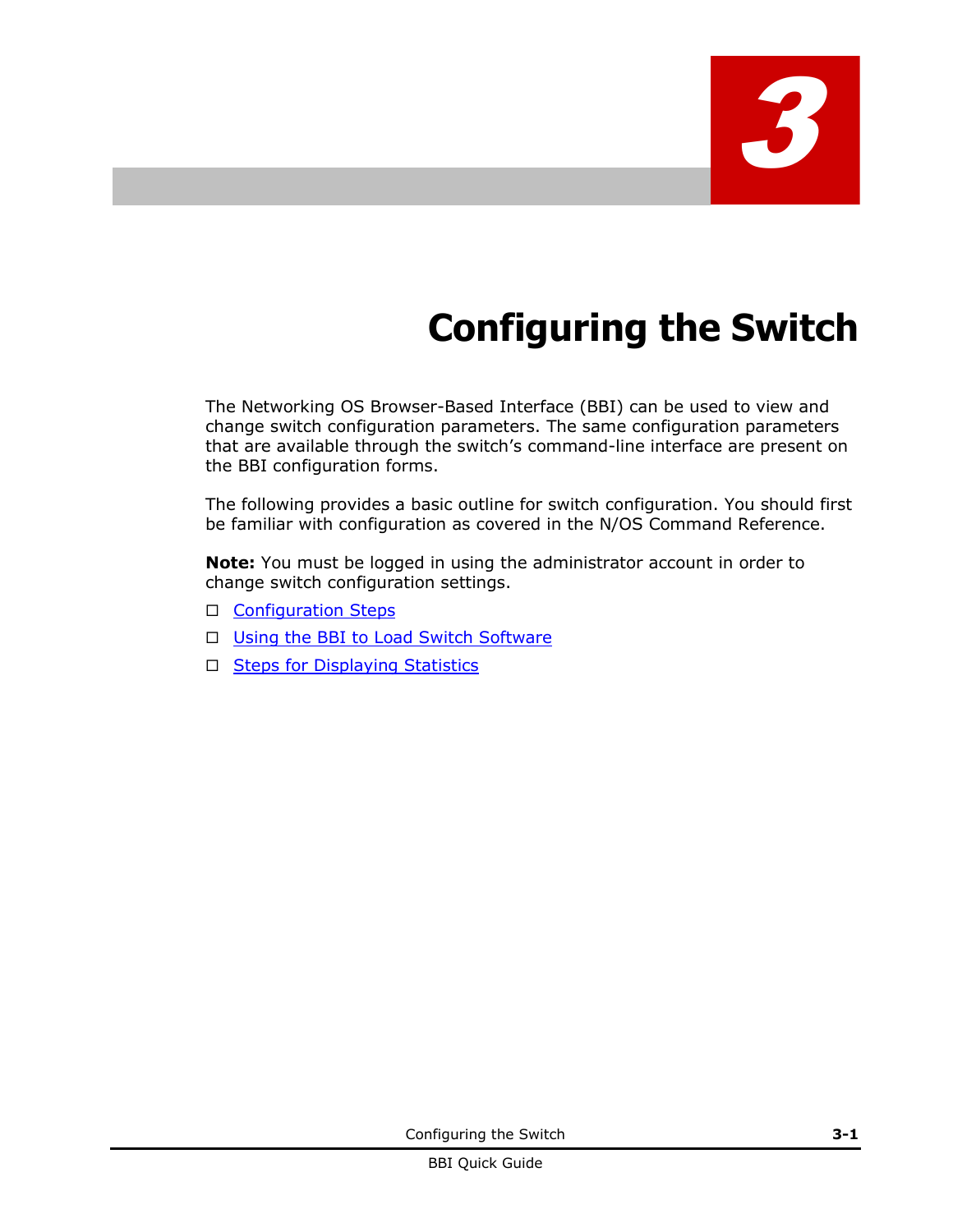# 3

# Configuring the Switch

The Networking OS Browser-Based Interface (BBI) can be used to view and change switch configuration parameters. The same configuration parameters that are available through the switch's command-line interface are present on the BBI configuration forms.

The following provides a basic outline for switch configuration. You should first be familiar with configuration as covered in the N/OS Command Reference.

**Note:** You must be logged in using the administrator account in order to change switch configuration settings.

- Configuration Steps
- Using the BBI to Load Switch Software
- Steps for Displaying Statistics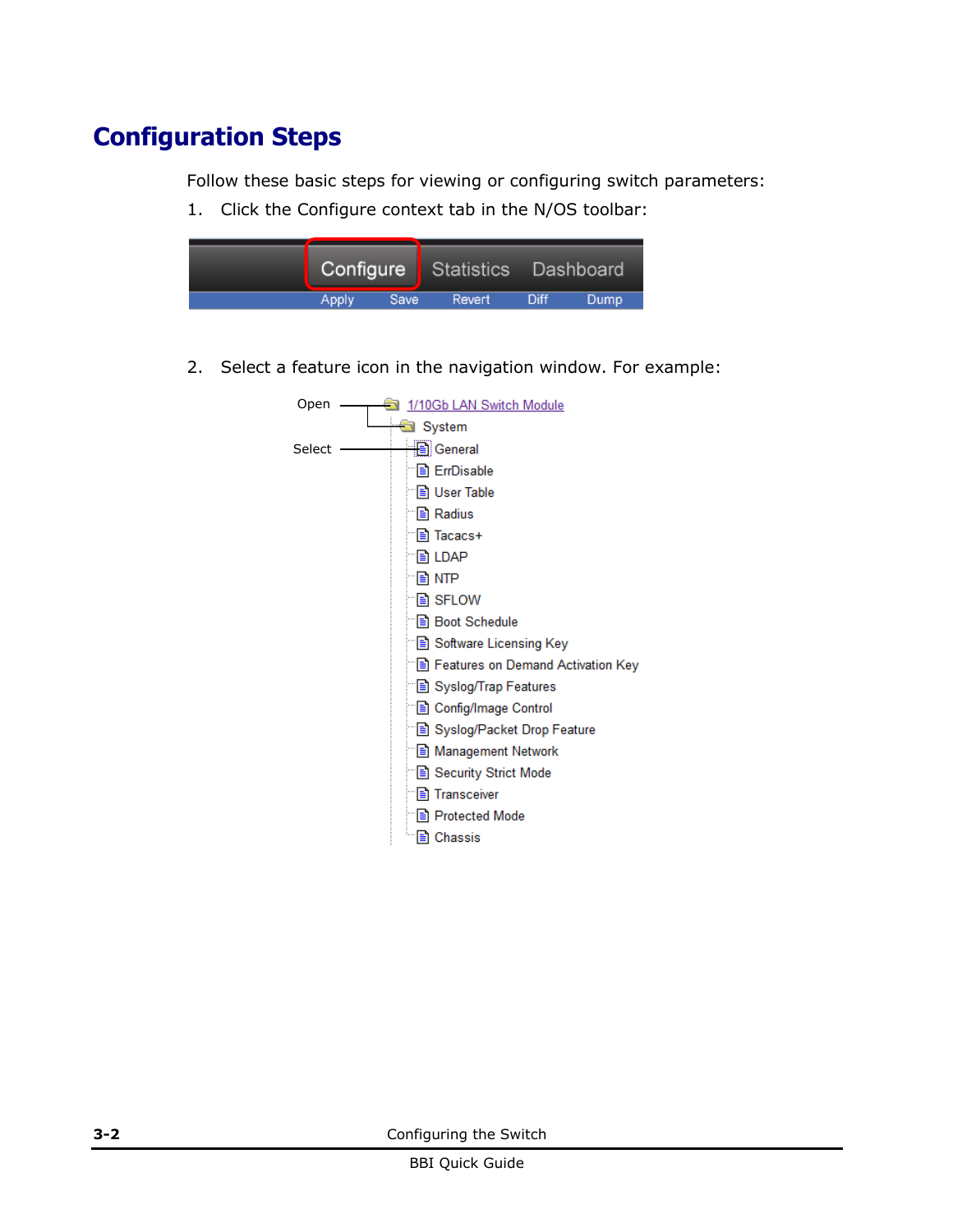# Configuration Steps

Follow these basic steps for viewing or configuring switch parameters:

1. Click the Configure context tab in the N/OS toolbar:

2. Select a feature icon in the navigation window. For example: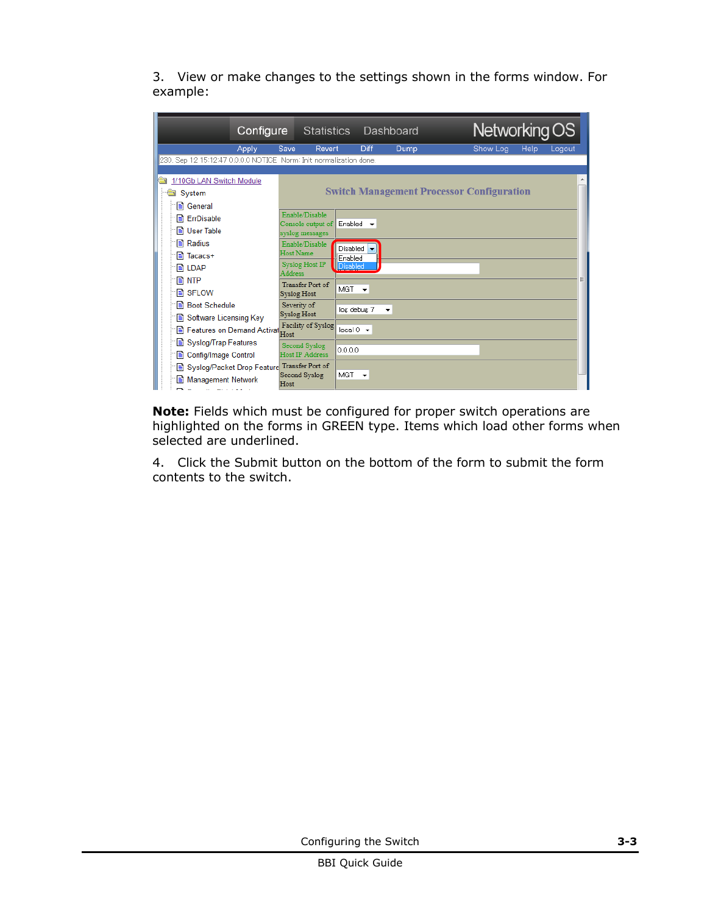3. View or make changes to the settings shown in the forms window. For example:

**Note:** Fields which must be configured for proper switch operations are highlighted on the forms in GREEN type. Items which load other forms when selected are underlined.

4. Click the Submit button on the bottom of the form to submit the form contents to the switch.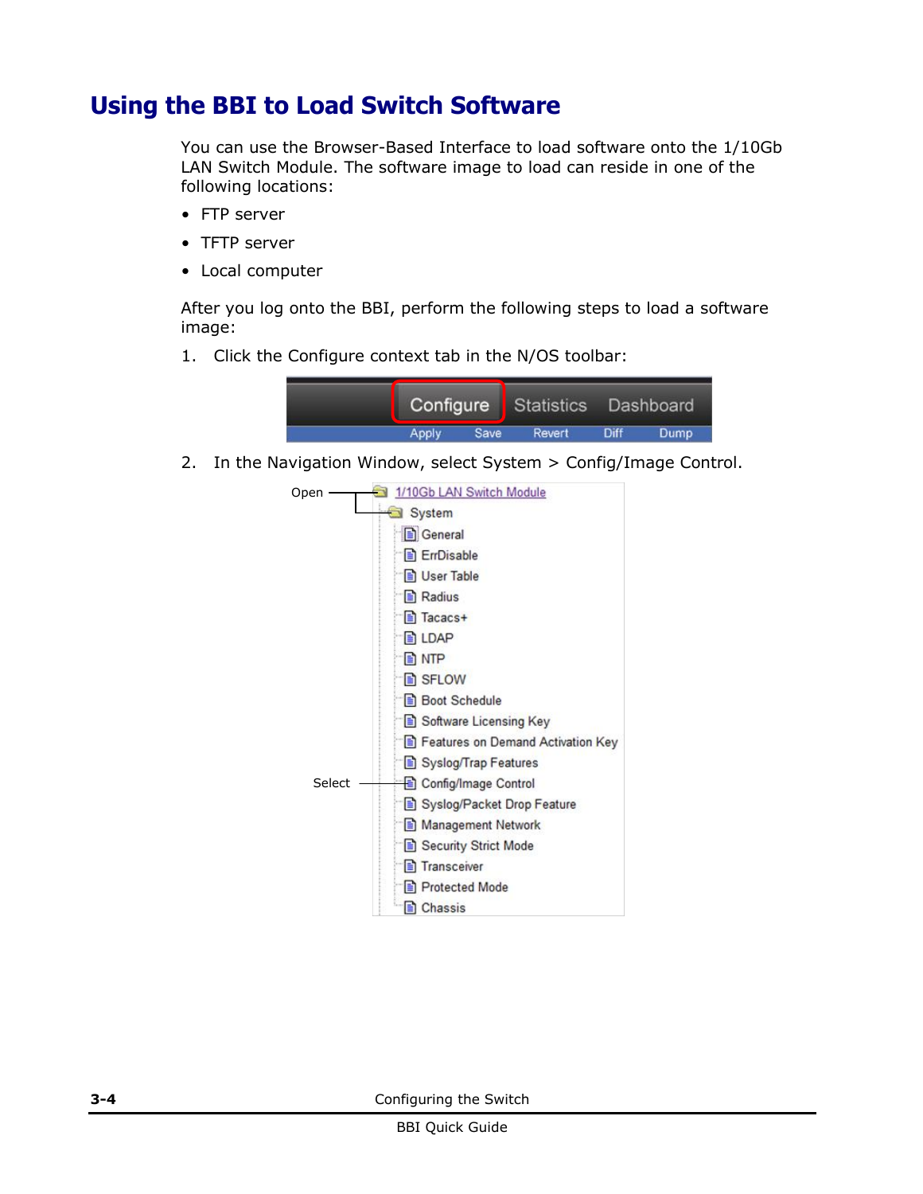# Using the BBI to Load Switch Software

You can use the Browser-Based Interface to load software onto the 1/10Gb LAN Switch Module. The software image to load can reside in one of the following locations:

- FTP server
- TFTP server
- Local computer

After you log onto the BBI, perform the following steps to load a software image:

1. Click the Configure context tab in the N/OS toolbar:

2. In the Navigation Window, select System > Config/Image Control.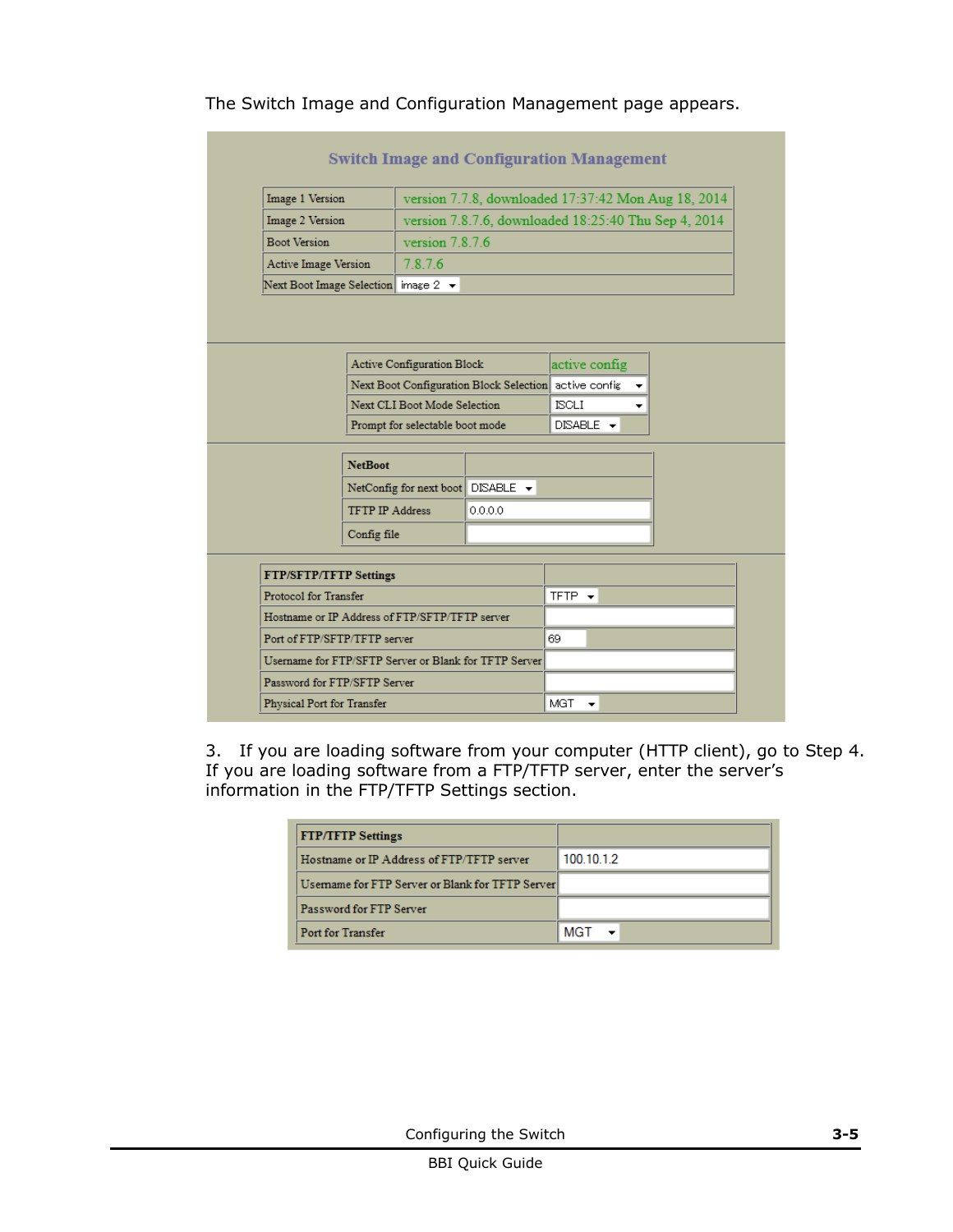The Switch Image and Configuration Management page appears.

### Switch Image and Configuration Management

| | |
|---|---|
| Image 1 Version | version 7.7.8, downloaded 17:37:42 Mon Aug 18, 2014 |
| Image 2 Version | version 7.8.7.6, downloaded 18:25:40 Thu Sep 4, 2014 |
| Boot Version | version 7.8.7.6 |
| Active Image Version | 7.8.7.6 |
| Next Boot Image Selection | image 2 |

| | |
|---|---|
| Active Configuration Block | active config |
| Next Boot Configuration Block Selection | active config |
| Next CLI Boot Mode Selection | ISCLI |
| Prompt for selectable boot mode | DISABLE |

| **NetBoot** | |
|---|---|
| NetConfig for next boot | DISABLE |
| TFTP IP Address | 0.0.0.0 |
| Config file | |

| **FTP/SFTP/TFTP Settings** | |
|---|---|
| Protocol for Transfer | TFTP |
| Hostname or IP Address of FTP/SFTP/TFTP server | |
| Port of FTP/SFTP/TFTP server | 69 |
| Username for FTP/SFTP Server or Blank for TFTP Server | |
| Password for FTP/SFTP Server | |
| Physical Port for Transfer | MGT |

3. If you are loading software from your computer (HTTP client), go to Step 4. If you are loading software from a FTP/TFTP server, enter the server's information in the FTP/TFTP Settings section.

| **FTP/TFTP Settings** | |
|---|---|
| Hostname or IP Address of FTP/TFTP server | 100.10.1.2 |
| Username for FTP Server or Blank for TFTP Server | |
| Password for FTP Server | |
| Port for Transfer | MGT |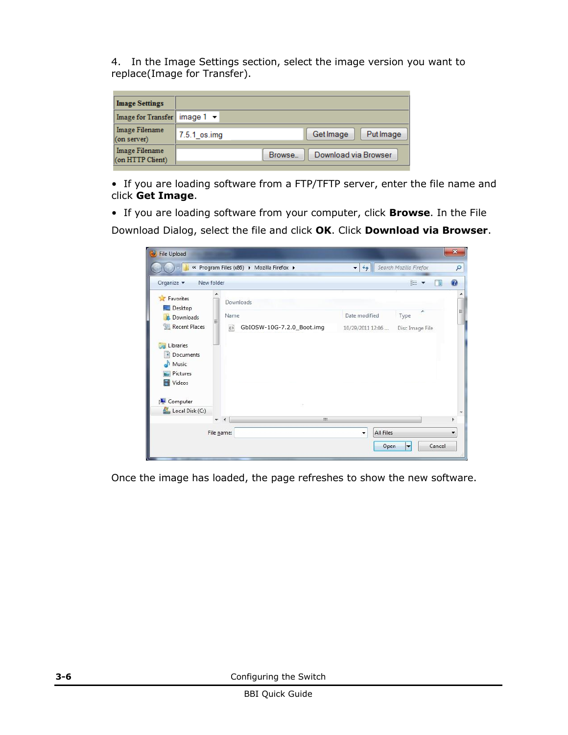4. In the Image Settings section, select the image version you want to replace(Image for Transfer).

| Image Settings | |
|---|---|
| Image for Transfer | image 1 |
| Image Filename (on server) | 7.5.1_os.img  Get Image  Put Image |
| Image Filename (on HTTP Client) | Browse... Download via Browser |

- If you are loading software from a FTP/TFTP server, enter the file name and click **Get Image**.
- If you are loading software from your computer, click **Browse**. In the File Download Dialog, select the file and click **OK**. Click **Download via Browser**.

Once the image has loaded, the page refreshes to show the new software.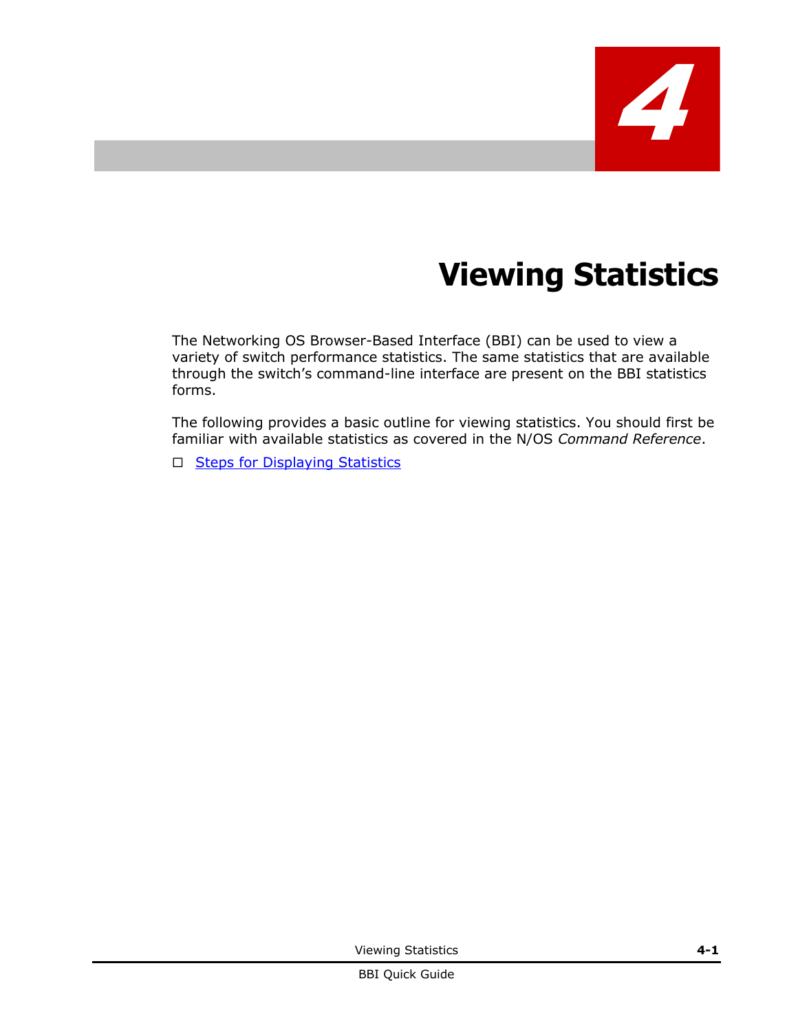# 4 Viewing Statistics

The Networking OS Browser-Based Interface (BBI) can be used to view a variety of switch performance statistics. The same statistics that are available through the switch's command-line interface are present on the BBI statistics forms.

The following provides a basic outline for viewing statistics. You should first be familiar with available statistics as covered in the N/OS *Command Reference*.

- Steps for Displaying Statistics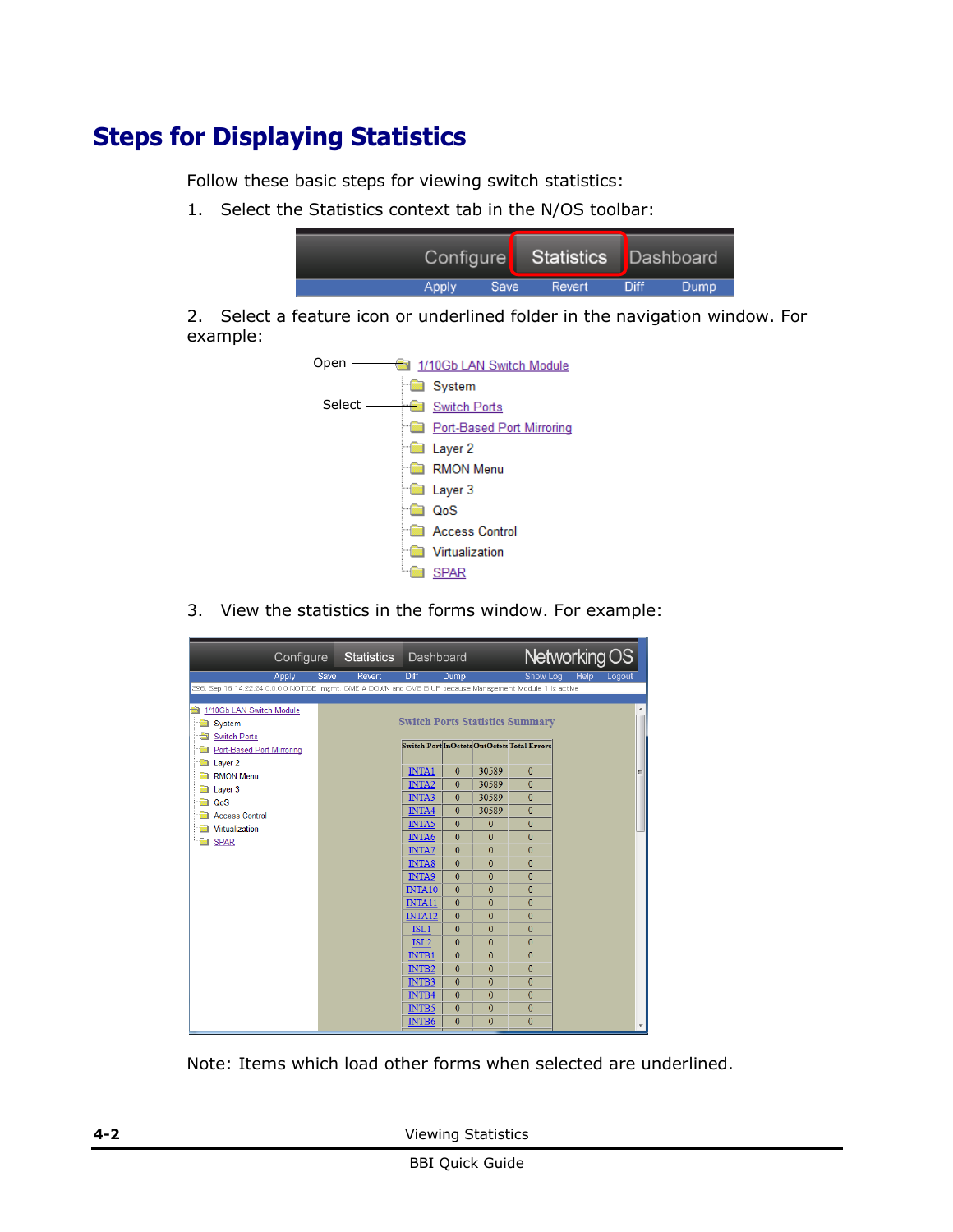# Steps for Displaying Statistics

Follow these basic steps for viewing switch statistics:

1. Select the Statistics context tab in the N/OS toolbar:

2. Select a feature icon or underlined folder in the navigation window. For example:

3. View the statistics in the forms window. For example:

Note: Items which load other forms when selected are underlined.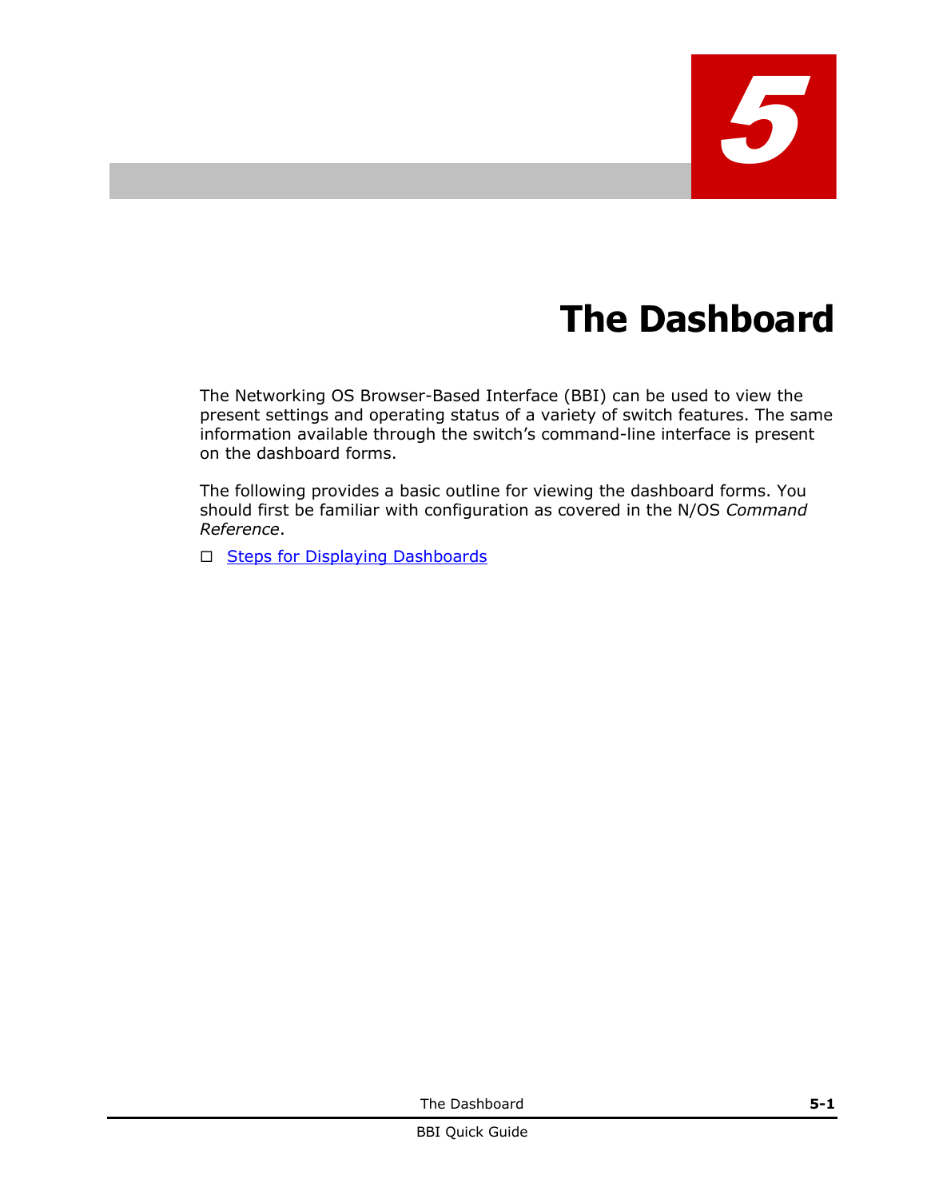# 5

# The Dashboard

The Networking OS Browser-Based Interface (BBI) can be used to view the present settings and operating status of a variety of switch features. The same information available through the switch's command-line interface is present on the dashboard forms.

The following provides a basic outline for viewing the dashboard forms. You should first be familiar with configuration as covered in the N/OS *Command Reference*.

- Steps for Displaying Dashboards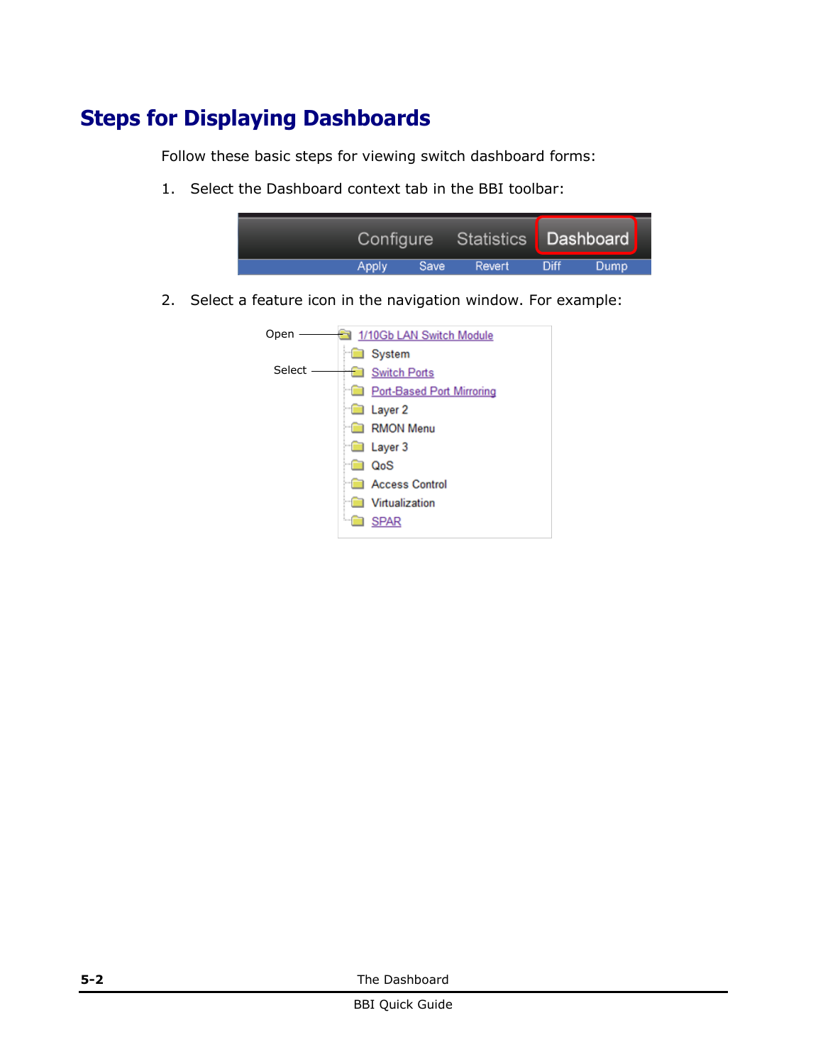# Steps for Displaying Dashboards

Follow these basic steps for viewing switch dashboard forms:

1. Select the Dashboard context tab in the BBI toolbar:

2. Select a feature icon in the navigation window. For example: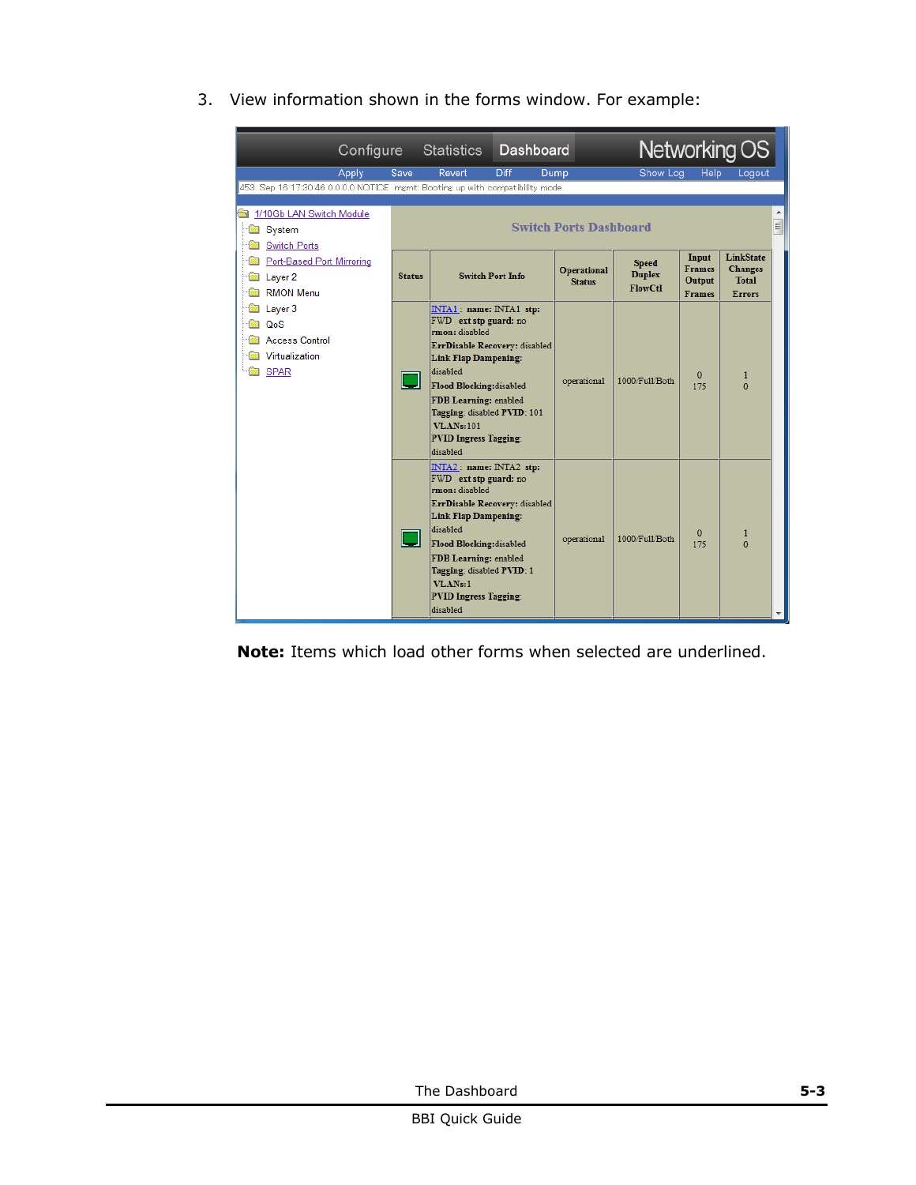3. View information shown in the forms window. For example:

**Note:** Items which load other forms when selected are underlined.